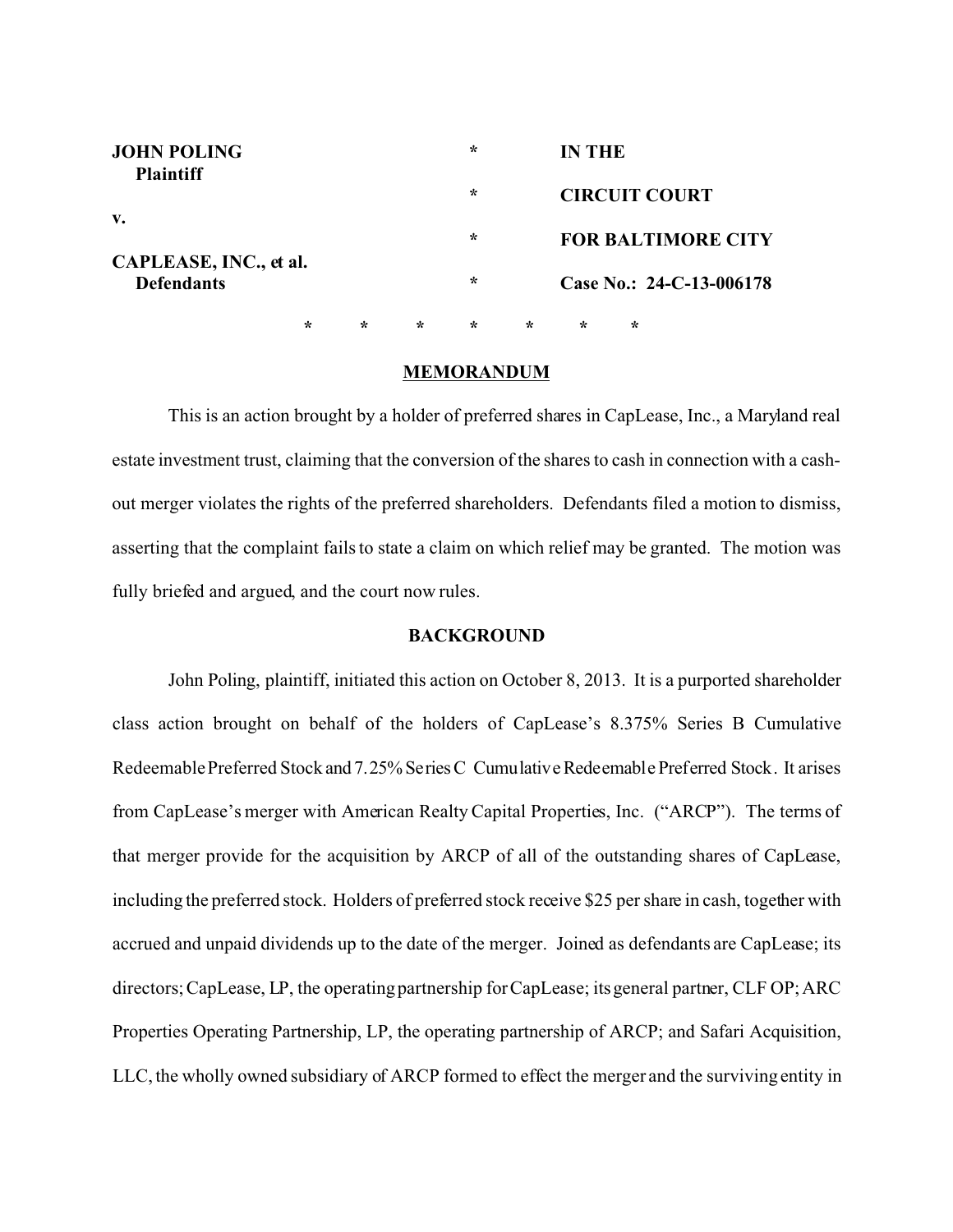| | | |
|---|---|---|
| **JOHN POLING** **Plaintiff** | * | **IN THE** |
| | * | **CIRCUIT COURT** |
| **v.** | * | **FOR BALTIMORE CITY** |
| **CAPLEASE, INC., et al.** **Defendants** | * | **Case No.: 24-C-13-006178** |

\* \* \* \* \* \* \*

## MEMORANDUM

This is an action brought by a holder of preferred shares in CapLease, Inc., a Maryland real estate investment trust, claiming that the conversion of the shares to cash in connection with a cash-out merger violates the rights of the preferred shareholders. Defendants filed a motion to dismiss, asserting that the complaint fails to state a claim on which relief may be granted. The motion was fully briefed and argued, and the court now rules.

## BACKGROUND

John Poling, plaintiff, initiated this action on October 8, 2013. It is a purported shareholder class action brought on behalf of the holders of CapLease's 8.375% Series B Cumulative Redeemable Preferred Stock and 7.25% Series C Cumulative Redeemable Preferred Stock. It arises from CapLease's merger with American Realty Capital Properties, Inc. ("ARCP"). The terms of that merger provide for the acquisition by ARCP of all of the outstanding shares of CapLease, including the preferred stock. Holders of preferred stock receive $25 per share in cash, together with accrued and unpaid dividends up to the date of the merger. Joined as defendants are CapLease; its directors; CapLease, LP, the operating partnership for CapLease; its general partner, CLF OP; ARC Properties Operating Partnership, LP, the operating partnership of ARCP; and Safari Acquisition, LLC, the wholly owned subsidiary of ARCP formed to effect the merger and the surviving entity in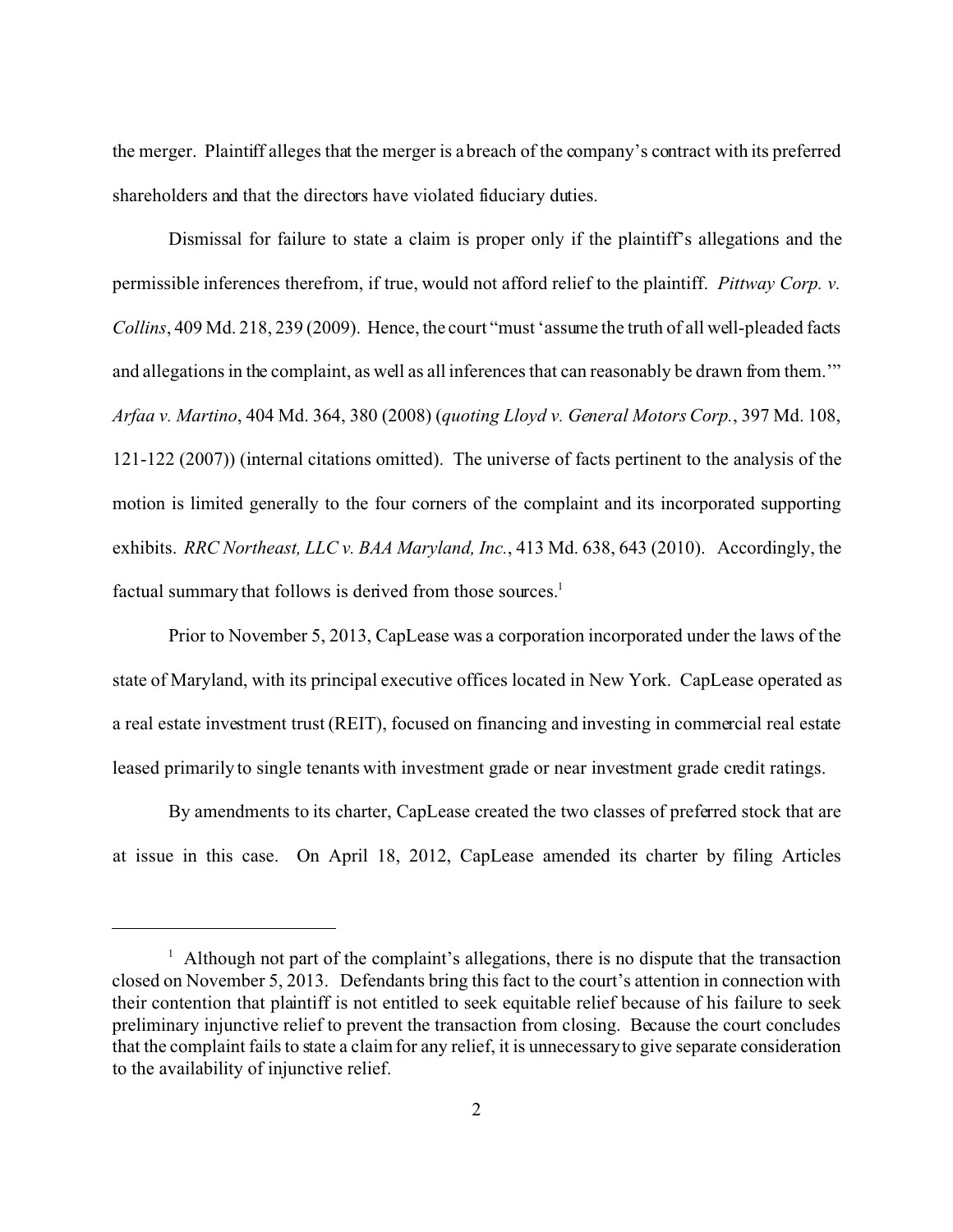the merger. Plaintiff alleges that the merger is a breach of the company's contract with its preferred shareholders and that the directors have violated fiduciary duties.

Dismissal for failure to state a claim is proper only if the plaintiff's allegations and the permissible inferences therefrom, if true, would not afford relief to the plaintiff. *Pittway Corp. v. Collins*, 409 Md. 218, 239 (2009). Hence, the court "must 'assume the truth of all well-pleaded facts and allegations in the complaint, as well as all inferences that can reasonably be drawn from them.'" *Arfaa v. Martino*, 404 Md. 364, 380 (2008) (*quoting Lloyd v. General Motors Corp.*, 397 Md. 108, 121-122 (2007)) (internal citations omitted). The universe of facts pertinent to the analysis of the motion is limited generally to the four corners of the complaint and its incorporated supporting exhibits. *RRC Northeast, LLC v. BAA Maryland, Inc.*, 413 Md. 638, 643 (2010). Accordingly, the factual summary that follows is derived from those sources.[1]

Prior to November 5, 2013, CapLease was a corporation incorporated under the laws of the state of Maryland, with its principal executive offices located in New York. CapLease operated as a real estate investment trust (REIT), focused on financing and investing in commercial real estate leased primarily to single tenants with investment grade or near investment grade credit ratings.

By amendments to its charter, CapLease created the two classes of preferred stock that are at issue in this case. On April 18, 2012, CapLease amended its charter by filing Articles

---

[1] Although not part of the complaint's allegations, there is no dispute that the transaction closed on November 5, 2013. Defendants bring this fact to the court's attention in connection with their contention that plaintiff is not entitled to seek equitable relief because of his failure to seek preliminary injunctive relief to prevent the transaction from closing. Because the court concludes that the complaint fails to state a claim for any relief, it is unnecessary to give separate consideration to the availability of injunctive relief.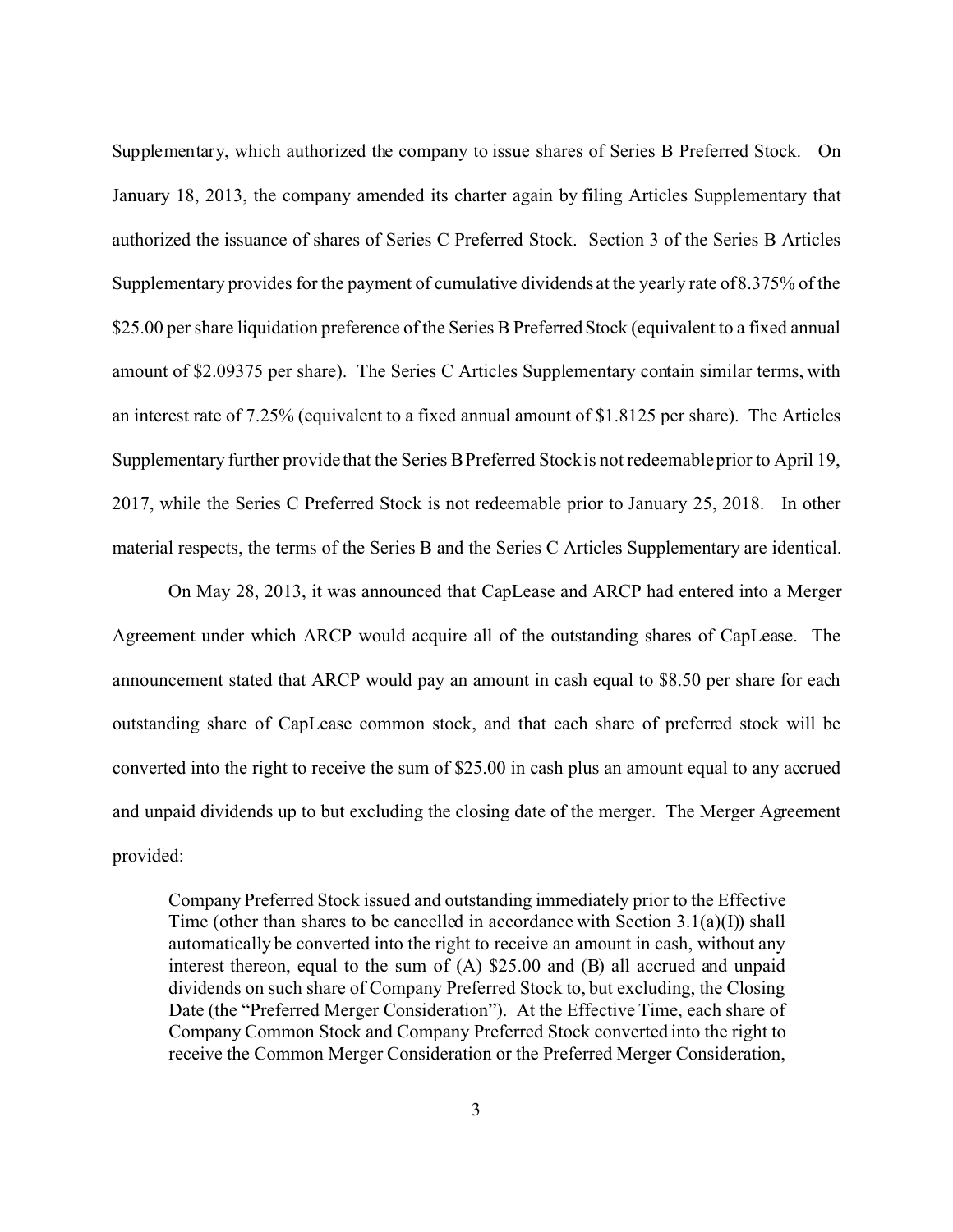Supplementary, which authorized the company to issue shares of Series B Preferred Stock. On January 18, 2013, the company amended its charter again by filing Articles Supplementary that authorized the issuance of shares of Series C Preferred Stock. Section 3 of the Series B Articles Supplementary provides for the payment of cumulative dividends at the yearly rate of 8.375% of the $25.00 per share liquidation preference of the Series B Preferred Stock (equivalent to a fixed annual amount of $2.09375 per share). The Series C Articles Supplementary contain similar terms, with an interest rate of 7.25% (equivalent to a fixed annual amount of $1.8125 per share). The Articles Supplementary further provide that the Series B Preferred Stock is not redeemable prior to April 19, 2017, while the Series C Preferred Stock is not redeemable prior to January 25, 2018. In other material respects, the terms of the Series B and the Series C Articles Supplementary are identical.

On May 28, 2013, it was announced that CapLease and ARCP had entered into a Merger Agreement under which ARCP would acquire all of the outstanding shares of CapLease. The announcement stated that ARCP would pay an amount in cash equal to $8.50 per share for each outstanding share of CapLease common stock, and that each share of preferred stock will be converted into the right to receive the sum of $25.00 in cash plus an amount equal to any accrued and unpaid dividends up to but excluding the closing date of the merger. The Merger Agreement provided:

> Company Preferred Stock issued and outstanding immediately prior to the Effective Time (other than shares to be cancelled in accordance with Section 3.1(a)(I)) shall automatically be converted into the right to receive an amount in cash, without any interest thereon, equal to the sum of (A) $25.00 and (B) all accrued and unpaid dividends on such share of Company Preferred Stock to, but excluding, the Closing Date (the "Preferred Merger Consideration"). At the Effective Time, each share of Company Common Stock and Company Preferred Stock converted into the right to receive the Common Merger Consideration or the Preferred Merger Consideration,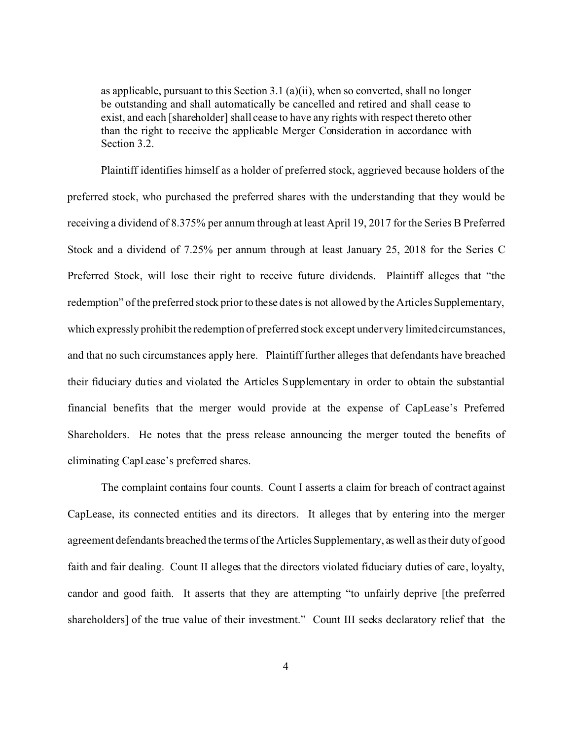> as applicable, pursuant to this Section 3.1 (a)(ii), when so converted, shall no longer be outstanding and shall automatically be cancelled and retired and shall cease to exist, and each [shareholder] shall cease to have any rights with respect thereto other than the right to receive the applicable Merger Consideration in accordance with Section 3.2.

Plaintiff identifies himself as a holder of preferred stock, aggrieved because holders of the preferred stock, who purchased the preferred shares with the understanding that they would be receiving a dividend of 8.375% per annum through at least April 19, 2017 for the Series B Preferred Stock and a dividend of 7.25% per annum through at least January 25, 2018 for the Series C Preferred Stock, will lose their right to receive future dividends. Plaintiff alleges that "the redemption" of the preferred stock prior to these dates is not allowed by the Articles Supplementary, which expressly prohibit the redemption of preferred stock except under very limited circumstances, and that no such circumstances apply here. Plaintiff further alleges that defendants have breached their fiduciary duties and violated the Articles Supplementary in order to obtain the substantial financial benefits that the merger would provide at the expense of CapLease's Preferred Shareholders. He notes that the press release announcing the merger touted the benefits of eliminating CapLease's preferred shares.

The complaint contains four counts. Count I asserts a claim for breach of contract against CapLease, its connected entities and its directors. It alleges that by entering into the merger agreement defendants breached the terms of the Articles Supplementary, as well as their duty of good faith and fair dealing. Count II alleges that the directors violated fiduciary duties of care, loyalty, candor and good faith. It asserts that they are attempting "to unfairly deprive [the preferred shareholders] of the true value of their investment." Count III seeks declaratory relief that the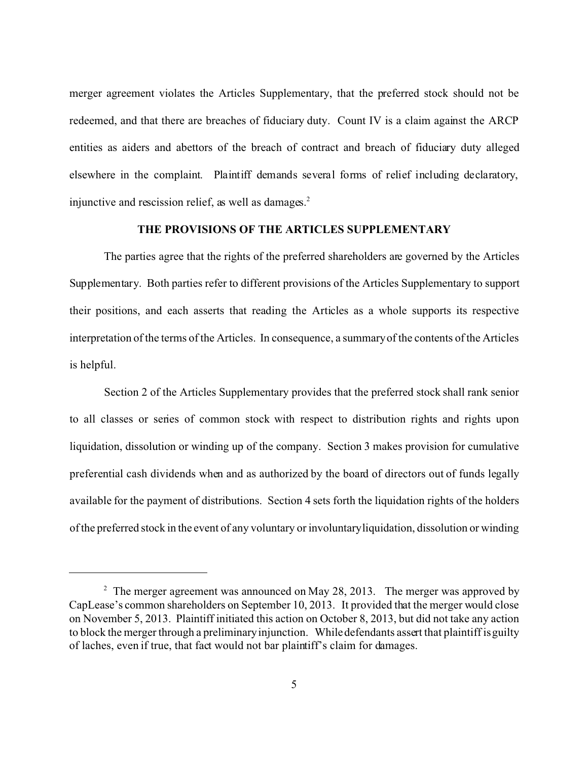merger agreement violates the Articles Supplementary, that the preferred stock should not be redeemed, and that there are breaches of fiduciary duty. Count IV is a claim against the ARCP entities as aiders and abettors of the breach of contract and breach of fiduciary duty alleged elsewhere in the complaint. Plaintiff demands several forms of relief including declaratory, injunctive and rescission relief, as well as damages.[2]

## THE PROVISIONS OF THE ARTICLES SUPPLEMENTARY

The parties agree that the rights of the preferred shareholders are governed by the Articles Supplementary. Both parties refer to different provisions of the Articles Supplementary to support their positions, and each asserts that reading the Articles as a whole supports its respective interpretation of the terms of the Articles. In consequence, a summary of the contents of the Articles is helpful.

Section 2 of the Articles Supplementary provides that the preferred stock shall rank senior to all classes or series of common stock with respect to distribution rights and rights upon liquidation, dissolution or winding up of the company. Section 3 makes provision for cumulative preferential cash dividends when and as authorized by the board of directors out of funds legally available for the payment of distributions. Section 4 sets forth the liquidation rights of the holders of the preferred stock in the event of any voluntary or involuntary liquidation, dissolution or winding

---

[2] The merger agreement was announced on May 28, 2013. The merger was approved by CapLease's common shareholders on September 10, 2013. It provided that the merger would close on November 5, 2013. Plaintiff initiated this action on October 8, 2013, but did not take any action to block the merger through a preliminary injunction. While defendants assert that plaintiff is guilty of laches, even if true, that fact would not bar plaintiff's claim for damages.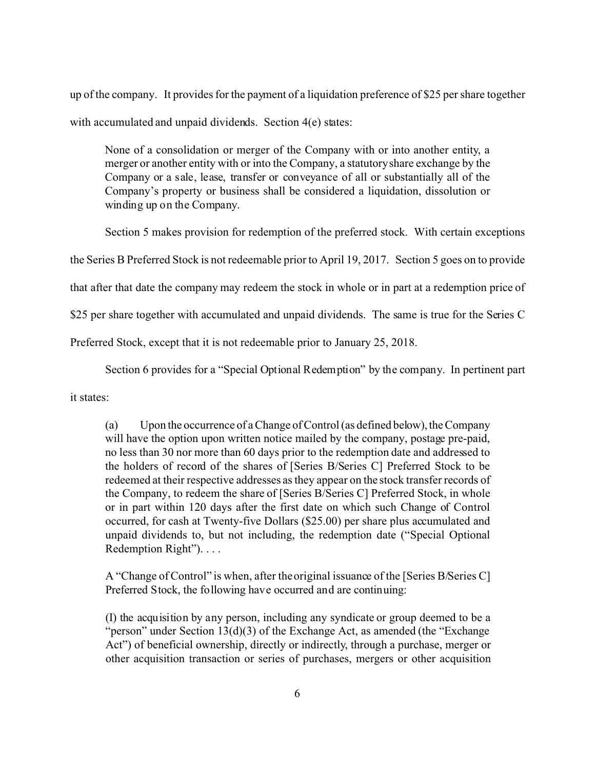up of the company. It provides for the payment of a liquidation preference of $25 per share together with accumulated and unpaid dividends. Section 4(e) states:

> None of a consolidation or merger of the Company with or into another entity, a merger or another entity with or into the Company, a statutory share exchange by the Company or a sale, lease, transfer or conveyance of all or substantially all of the Company's property or business shall be considered a liquidation, dissolution or winding up on the Company.

Section 5 makes provision for redemption of the preferred stock. With certain exceptions the Series B Preferred Stock is not redeemable prior to April 19, 2017. Section 5 goes on to provide that after that date the company may redeem the stock in whole or in part at a redemption price of $25 per share together with accumulated and unpaid dividends. The same is true for the Series C Preferred Stock, except that it is not redeemable prior to January 25, 2018.

Section 6 provides for a "Special Optional Redemption" by the company. In pertinent part it states:

> (a) Upon the occurrence of a Change of Control (as defined below), the Company will have the option upon written notice mailed by the company, postage pre-paid, no less than 30 nor more than 60 days prior to the redemption date and addressed to the holders of record of the shares of [Series B/Series C] Preferred Stock to be redeemed at their respective addresses as they appear on the stock transfer records of the Company, to redeem the share of [Series B/Series C] Preferred Stock, in whole or in part within 120 days after the first date on which such Change of Control occurred, for cash at Twenty-five Dollars ($25.00) per share plus accumulated and unpaid dividends to, but not including, the redemption date ("Special Optional Redemption Right"). . . .
>
> A "Change of Control" is when, after the original issuance of the [Series B/Series C] Preferred Stock, the following have occurred and are continuing:
>
> (I) the acquisition by any person, including any syndicate or group deemed to be a "person" under Section 13(d)(3) of the Exchange Act, as amended (the "Exchange Act") of beneficial ownership, directly or indirectly, through a purchase, merger or other acquisition transaction or series of purchases, mergers or other acquisition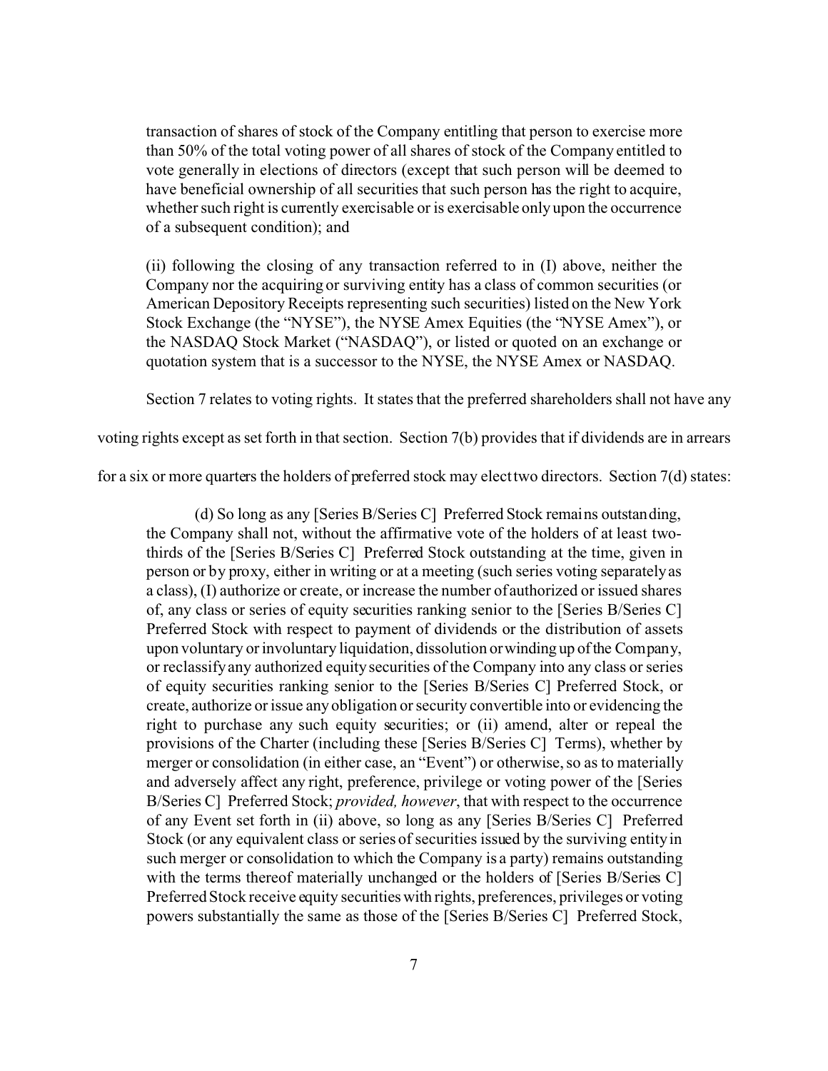transaction of shares of stock of the Company entitling that person to exercise more than 50% of the total voting power of all shares of stock of the Company entitled to vote generally in elections of directors (except that such person will be deemed to have beneficial ownership of all securities that such person has the right to acquire, whether such right is currently exercisable or is exercisable only upon the occurrence of a subsequent condition); and

> (ii) following the closing of any transaction referred to in (I) above, neither the Company nor the acquiring or surviving entity has a class of common securities (or American Depository Receipts representing such securities) listed on the New York Stock Exchange (the "NYSE"), the NYSE Amex Equities (the "NYSE Amex"), or the NASDAQ Stock Market ("NASDAQ"), or listed or quoted on an exchange or quotation system that is a successor to the NYSE, the NYSE Amex or NASDAQ.

Section 7 relates to voting rights. It states that the preferred shareholders shall not have any voting rights except as set forth in that section. Section 7(b) provides that if dividends are in arrears for a six or more quarters the holders of preferred stock may elect two directors. Section 7(d) states:

> (d) So long as any [Series B/Series C] Preferred Stock remains outstanding, the Company shall not, without the affirmative vote of the holders of at least two-thirds of the [Series B/Series C] Preferred Stock outstanding at the time, given in person or by proxy, either in writing or at a meeting (such series voting separately as a class), (I) authorize or create, or increase the number of authorized or issued shares of, any class or series of equity securities ranking senior to the [Series B/Series C] Preferred Stock with respect to payment of dividends or the distribution of assets upon voluntary or involuntary liquidation, dissolution or winding up of the Company, or reclassify any authorized equity securities of the Company into any class or series of equity securities ranking senior to the [Series B/Series C] Preferred Stock, or create, authorize or issue any obligation or security convertible into or evidencing the right to purchase any such equity securities; or (ii) amend, alter or repeal the provisions of the Charter (including these [Series B/Series C] Terms), whether by merger or consolidation (in either case, an "Event") or otherwise, so as to materially and adversely affect any right, preference, privilege or voting power of the [Series B/Series C] Preferred Stock; *provided, however*, that with respect to the occurrence of any Event set forth in (ii) above, so long as any [Series B/Series C] Preferred Stock (or any equivalent class or series of securities issued by the surviving entity in such merger or consolidation to which the Company is a party) remains outstanding with the terms thereof materially unchanged or the holders of [Series B/Series C] Preferred Stock receive equity securities with rights, preferences, privileges or voting powers substantially the same as those of the [Series B/Series C] Preferred Stock,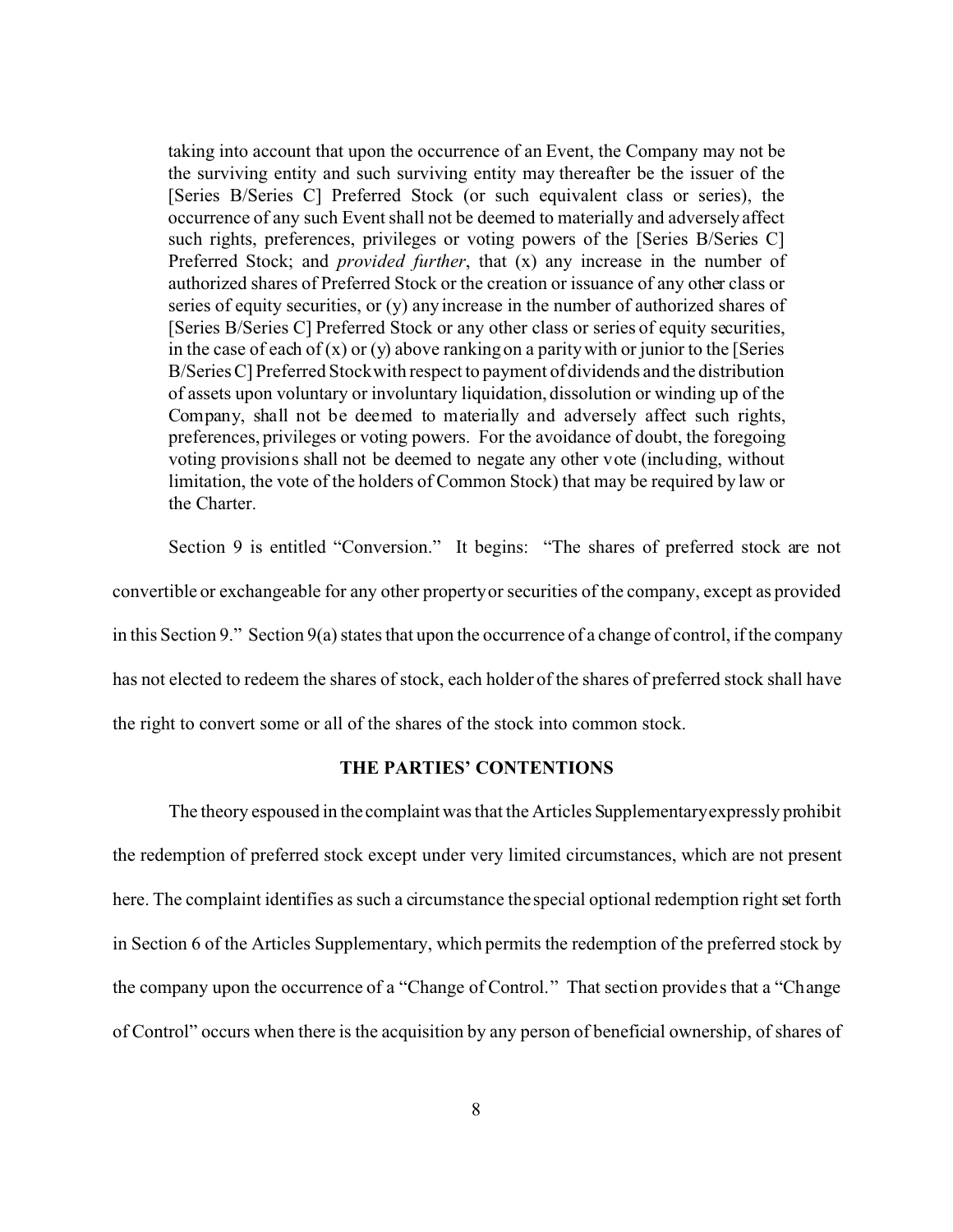> taking into account that upon the occurrence of an Event, the Company may not be the surviving entity and such surviving entity may thereafter be the issuer of the [Series B/Series C] Preferred Stock (or such equivalent class or series), the occurrence of any such Event shall not be deemed to materially and adversely affect such rights, preferences, privileges or voting powers of the [Series B/Series C] Preferred Stock; and *provided further*, that (x) any increase in the number of authorized shares of Preferred Stock or the creation or issuance of any other class or series of equity securities, or (y) any increase in the number of authorized shares of [Series B/Series C] Preferred Stock or any other class or series of equity securities, in the case of each of (x) or (y) above ranking on a parity with or junior to the [Series B/Series C] Preferred Stock with respect to payment of dividends and the distribution of assets upon voluntary or involuntary liquidation, dissolution or winding up of the Company, shall not be deemed to materially and adversely affect such rights, preferences, privileges or voting powers. For the avoidance of doubt, the foregoing voting provisions shall not be deemed to negate any other vote (including, without limitation, the vote of the holders of Common Stock) that may be required by law or the Charter.

Section 9 is entitled "Conversion." It begins: "The shares of preferred stock are not convertible or exchangeable for any other property or securities of the company, except as provided in this Section 9." Section 9(a) states that upon the occurrence of a change of control, if the company has not elected to redeem the shares of stock, each holder of the shares of preferred stock shall have the right to convert some or all of the shares of the stock into common stock.

## THE PARTIES' CONTENTIONS

The theory espoused in the complaint was that the Articles Supplementary expressly prohibit the redemption of preferred stock except under very limited circumstances, which are not present here. The complaint identifies as such a circumstance the special optional redemption right set forth in Section 6 of the Articles Supplementary, which permits the redemption of the preferred stock by the company upon the occurrence of a "Change of Control." That section provides that a "Change of Control" occurs when there is the acquisition by any person of beneficial ownership, of shares of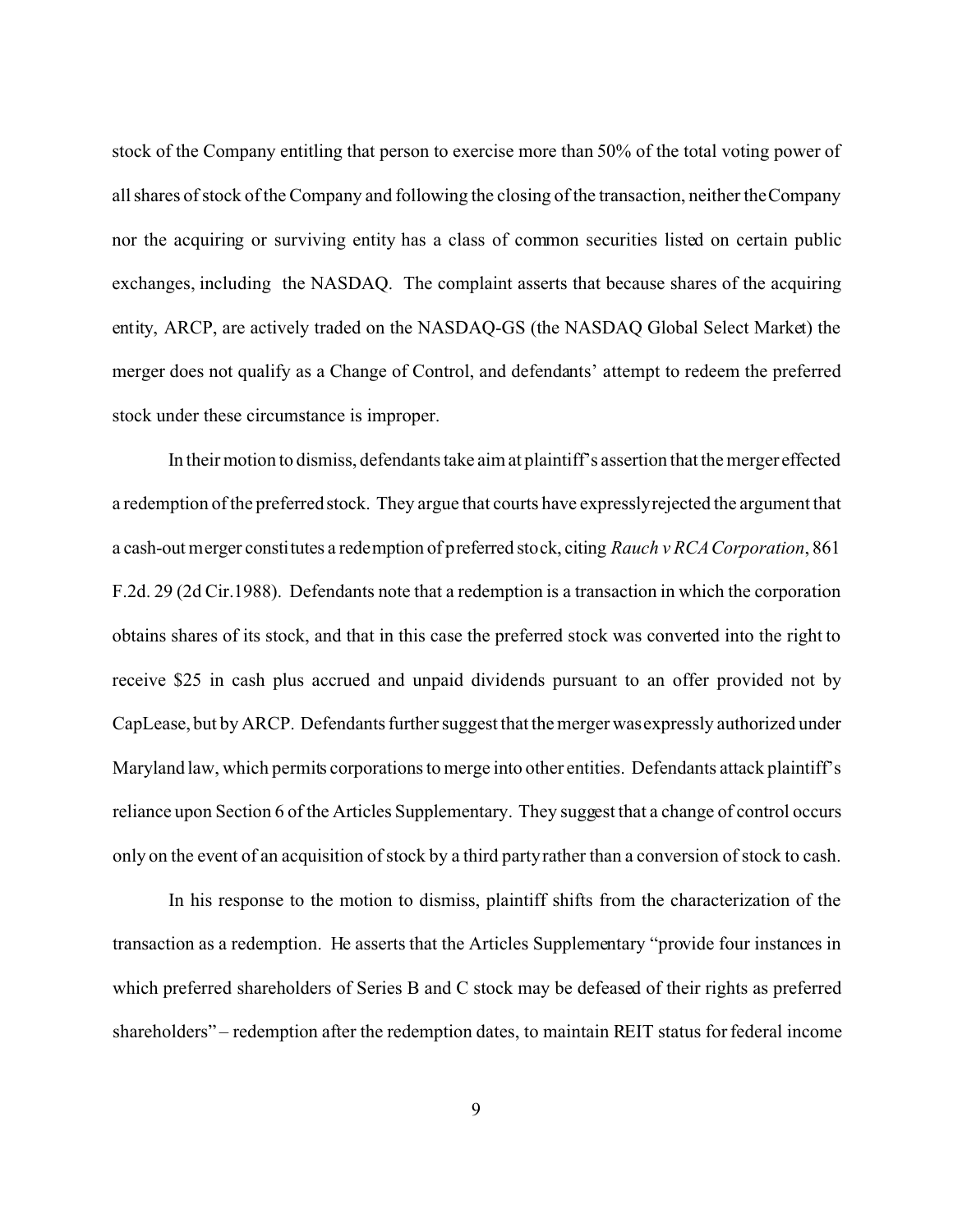stock of the Company entitling that person to exercise more than 50% of the total voting power of all shares of stock of the Company and following the closing of the transaction, neither the Company nor the acquiring or surviving entity has a class of common securities listed on certain public exchanges, including the NASDAQ. The complaint asserts that because shares of the acquiring entity, ARCP, are actively traded on the NASDAQ-GS (the NASDAQ Global Select Market) the merger does not qualify as a Change of Control, and defendants' attempt to redeem the preferred stock under these circumstance is improper.

In their motion to dismiss, defendants take aim at plaintiff's assertion that the merger effected a redemption of the preferred stock. They argue that courts have expressly rejected the argument that a cash-out merger constitutes a redemption of preferred stock, citing *Rauch v RCA Corporation*, 861 F.2d. 29 (2d Cir.1988). Defendants note that a redemption is a transaction in which the corporation obtains shares of its stock, and that in this case the preferred stock was converted into the right to receive $25 in cash plus accrued and unpaid dividends pursuant to an offer provided not by CapLease, but by ARCP. Defendants further suggest that the merger was expressly authorized under Maryland law, which permits corporations to merge into other entities. Defendants attack plaintiff's reliance upon Section 6 of the Articles Supplementary. They suggest that a change of control occurs only on the event of an acquisition of stock by a third party rather than a conversion of stock to cash.

In his response to the motion to dismiss, plaintiff shifts from the characterization of the transaction as a redemption. He asserts that the Articles Supplementary "provide four instances in which preferred shareholders of Series B and C stock may be defeased of their rights as preferred shareholders" – redemption after the redemption dates, to maintain REIT status for federal income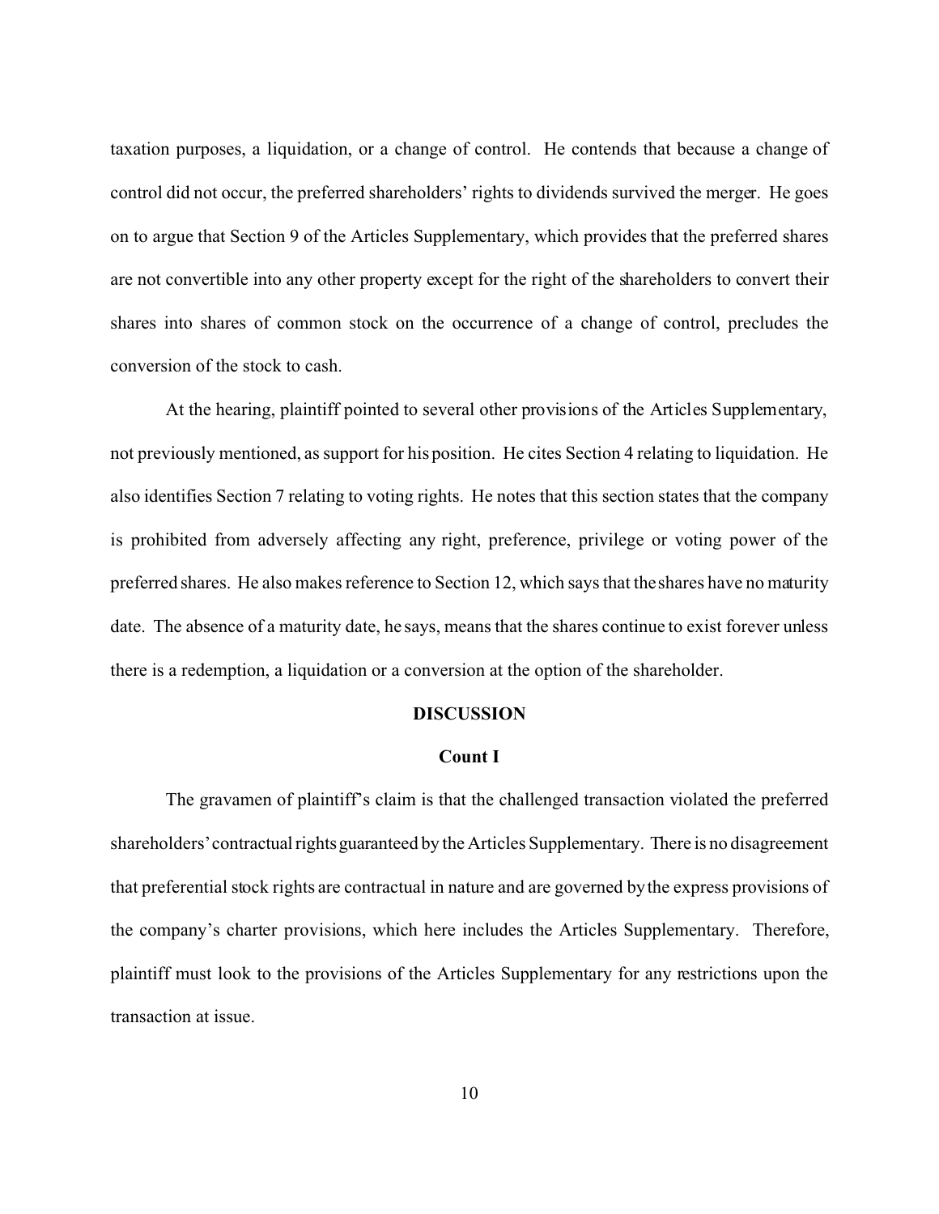taxation purposes, a liquidation, or a change of control. He contends that because a change of control did not occur, the preferred shareholders' rights to dividends survived the merger. He goes on to argue that Section 9 of the Articles Supplementary, which provides that the preferred shares are not convertible into any other property except for the right of the shareholders to convert their shares into shares of common stock on the occurrence of a change of control, precludes the conversion of the stock to cash.

At the hearing, plaintiff pointed to several other provisions of the Articles Supplementary, not previously mentioned, as support for his position. He cites Section 4 relating to liquidation. He also identifies Section 7 relating to voting rights. He notes that this section states that the company is prohibited from adversely affecting any right, preference, privilege or voting power of the preferred shares. He also makes reference to Section 12, which says that the shares have no maturity date. The absence of a maturity date, he says, means that the shares continue to exist forever unless there is a redemption, a liquidation or a conversion at the option of the shareholder.

**DISCUSSION**

**Count I**

The gravamen of plaintiff's claim is that the challenged transaction violated the preferred shareholders' contractual rights guaranteed by the Articles Supplementary. There is no disagreement that preferential stock rights are contractual in nature and are governed by the express provisions of the company's charter provisions, which here includes the Articles Supplementary. Therefore, plaintiff must look to the provisions of the Articles Supplementary for any restrictions upon the transaction at issue.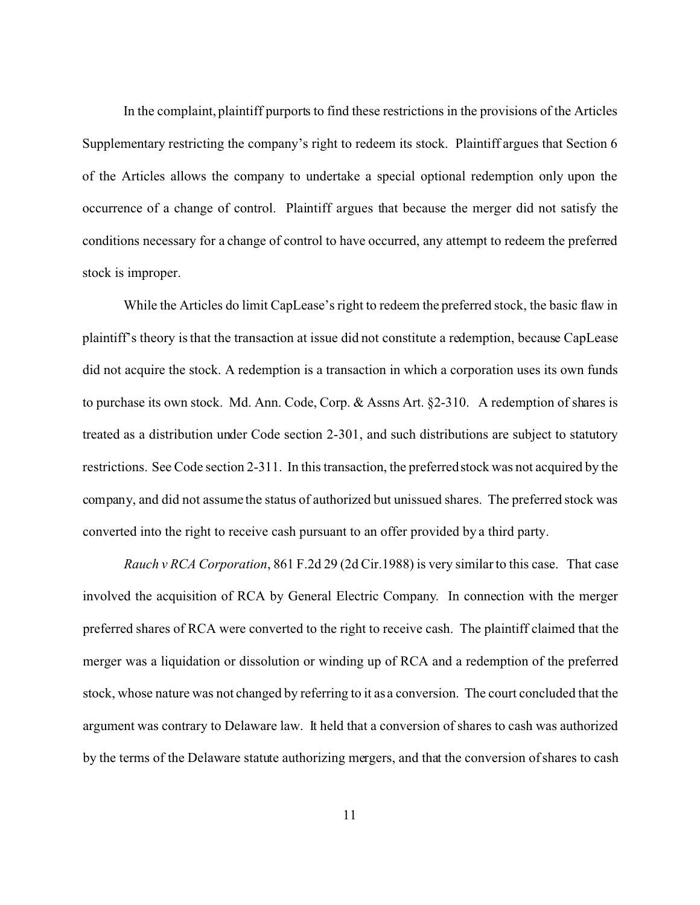In the complaint, plaintiff purports to find these restrictions in the provisions of the Articles Supplementary restricting the company's right to redeem its stock. Plaintiff argues that Section 6 of the Articles allows the company to undertake a special optional redemption only upon the occurrence of a change of control. Plaintiff argues that because the merger did not satisfy the conditions necessary for a change of control to have occurred, any attempt to redeem the preferred stock is improper.

While the Articles do limit CapLease's right to redeem the preferred stock, the basic flaw in plaintiff's theory is that the transaction at issue did not constitute a redemption, because CapLease did not acquire the stock. A redemption is a transaction in which a corporation uses its own funds to purchase its own stock. Md. Ann. Code, Corp. & Assns Art. §2-310. A redemption of shares is treated as a distribution under Code section 2-301, and such distributions are subject to statutory restrictions. See Code section 2-311. In this transaction, the preferred stock was not acquired by the company, and did not assume the status of authorized but unissued shares. The preferred stock was converted into the right to receive cash pursuant to an offer provided by a third party.

*Rauch v RCA Corporation*, 861 F.2d 29 (2d Cir.1988) is very similar to this case. That case involved the acquisition of RCA by General Electric Company. In connection with the merger preferred shares of RCA were converted to the right to receive cash. The plaintiff claimed that the merger was a liquidation or dissolution or winding up of RCA and a redemption of the preferred stock, whose nature was not changed by referring to it as a conversion. The court concluded that the argument was contrary to Delaware law. It held that a conversion of shares to cash was authorized by the terms of the Delaware statute authorizing mergers, and that the conversion of shares to cash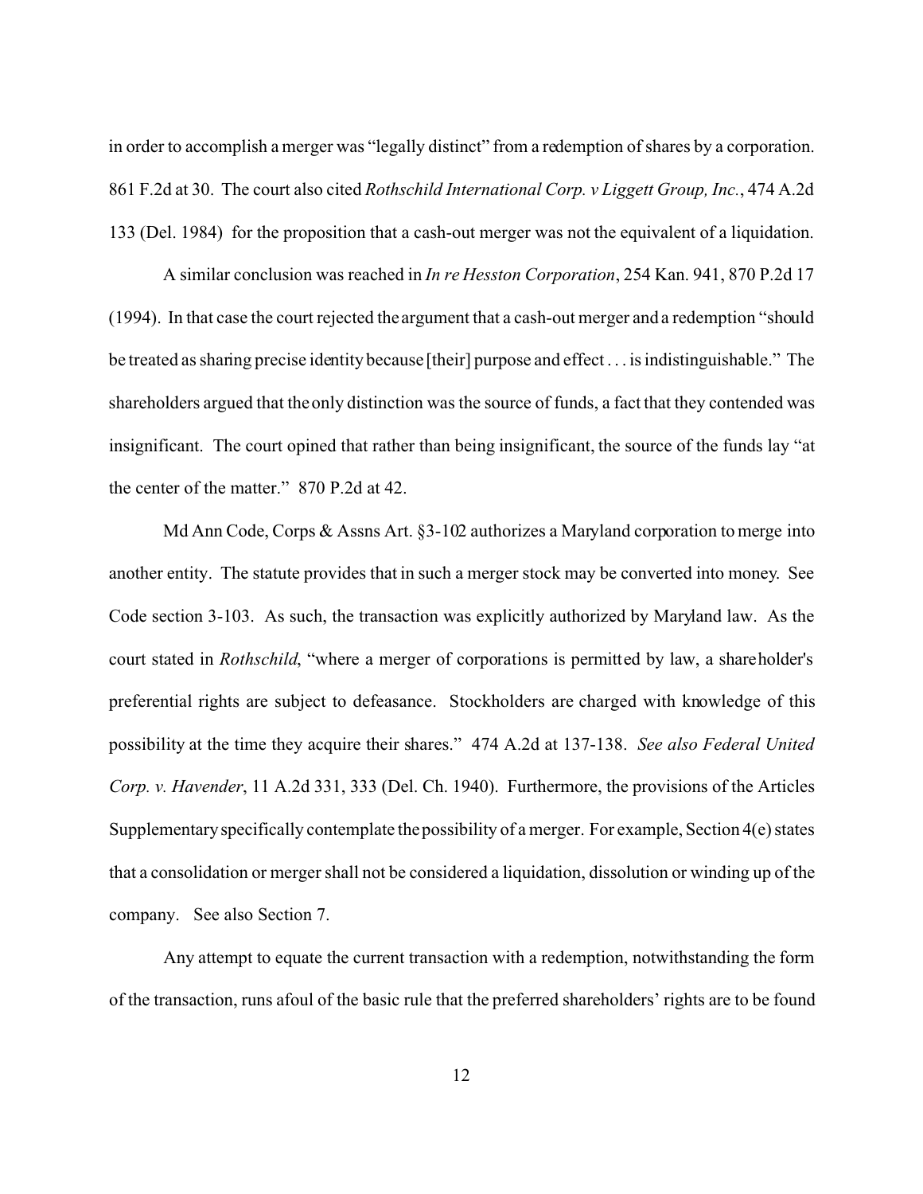in order to accomplish a merger was "legally distinct" from a redemption of shares by a corporation. 861 F.2d at 30. The court also cited *Rothschild International Corp. v Liggett Group, Inc.*, 474 A.2d 133 (Del. 1984) for the proposition that a cash-out merger was not the equivalent of a liquidation.

A similar conclusion was reached in *In re Hesston Corporation*, 254 Kan. 941, 870 P.2d 17 (1994). In that case the court rejected the argument that a cash-out merger and a redemption "should be treated as sharing precise identity because [their] purpose and effect . . . is indistinguishable." The shareholders argued that the only distinction was the source of funds, a fact that they contended was insignificant. The court opined that rather than being insignificant, the source of the funds lay "at the center of the matter." 870 P.2d at 42.

Md Ann Code, Corps & Assns Art. §3-102 authorizes a Maryland corporation to merge into another entity. The statute provides that in such a merger stock may be converted into money. See Code section 3-103. As such, the transaction was explicitly authorized by Maryland law. As the court stated in *Rothschild*, "where a merger of corporations is permitted by law, a shareholder's preferential rights are subject to defeasance. Stockholders are charged with knowledge of this possibility at the time they acquire their shares." 474 A.2d at 137-138. *See also Federal United Corp. v. Havender*, 11 A.2d 331, 333 (Del. Ch. 1940). Furthermore, the provisions of the Articles Supplementary specifically contemplate the possibility of a merger. For example, Section 4(e) states that a consolidation or merger shall not be considered a liquidation, dissolution or winding up of the company. See also Section 7.

Any attempt to equate the current transaction with a redemption, notwithstanding the form of the transaction, runs afoul of the basic rule that the preferred shareholders' rights are to be found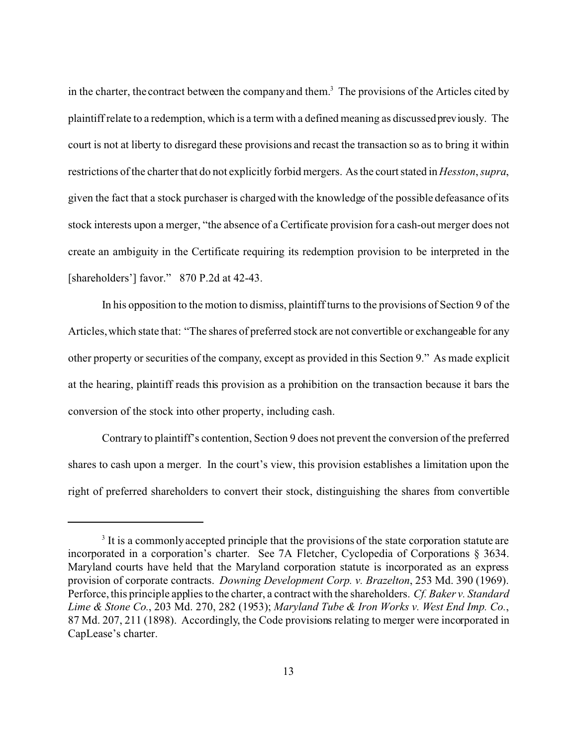in the charter, the contract between the company and them.[3] The provisions of the Articles cited by plaintiff relate to a redemption, which is a term with a defined meaning as discussed previously. The court is not at liberty to disregard these provisions and recast the transaction so as to bring it within restrictions of the charter that do not explicitly forbid mergers. As the court stated in *Hesston*, *supra*, given the fact that a stock purchaser is charged with the knowledge of the possible defeasance of its stock interests upon a merger, "the absence of a Certificate provision for a cash-out merger does not create an ambiguity in the Certificate requiring its redemption provision to be interpreted in the [shareholders'] favor." 870 P.2d at 42-43.

In his opposition to the motion to dismiss, plaintiff turns to the provisions of Section 9 of the Articles, which state that: "The shares of preferred stock are not convertible or exchangeable for any other property or securities of the company, except as provided in this Section 9." As made explicit at the hearing, plaintiff reads this provision as a prohibition on the transaction because it bars the conversion of the stock into other property, including cash.

Contrary to plaintiff's contention, Section 9 does not prevent the conversion of the preferred shares to cash upon a merger. In the court's view, this provision establishes a limitation upon the right of preferred shareholders to convert their stock, distinguishing the shares from convertible

---

[3] It is a commonly accepted principle that the provisions of the state corporation statute are incorporated in a corporation's charter. See 7A Fletcher, Cyclopedia of Corporations § 3634. Maryland courts have held that the Maryland corporation statute is incorporated as an express provision of corporate contracts. *Downing Development Corp. v. Brazelton*, 253 Md. 390 (1969). Perforce, this principle applies to the charter, a contract with the shareholders. *Cf. Baker v. Standard Lime & Stone Co.*, 203 Md. 270, 282 (1953); *Maryland Tube & Iron Works v. West End Imp. Co.*, 87 Md. 207, 211 (1898). Accordingly, the Code provisions relating to merger were incorporated in CapLease's charter.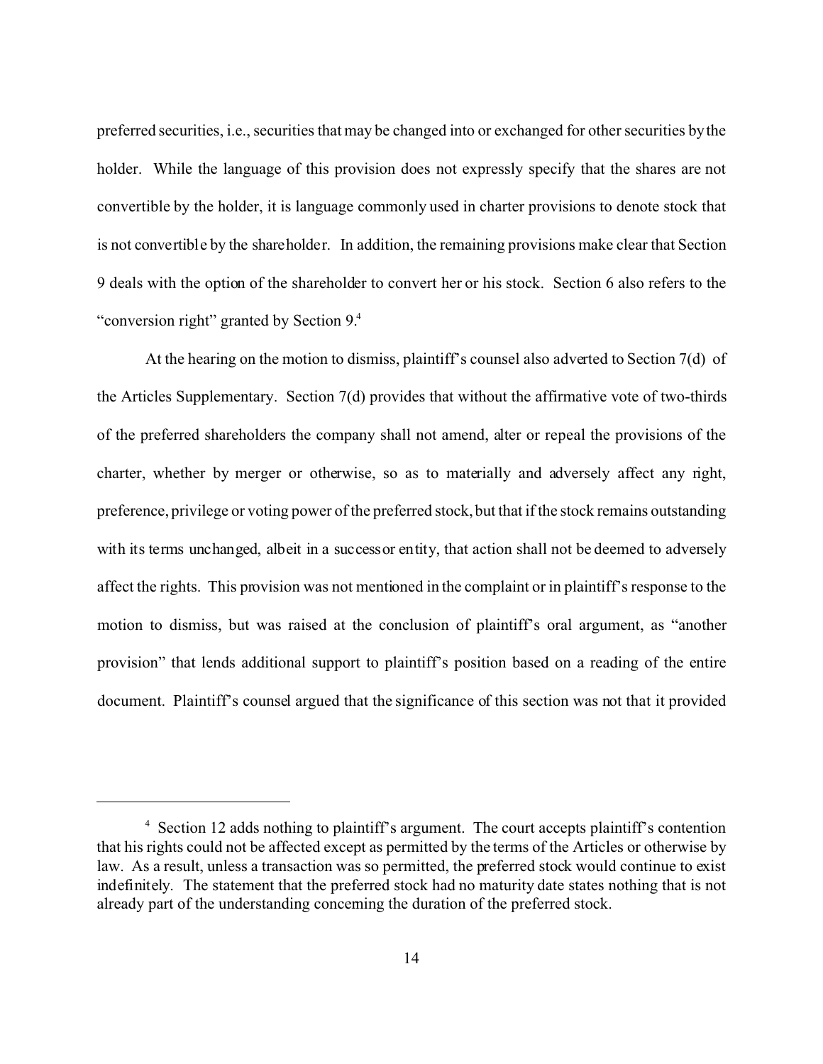preferred securities, i.e., securities that may be changed into or exchanged for other securities by the holder. While the language of this provision does not expressly specify that the shares are not convertible by the holder, it is language commonly used in charter provisions to denote stock that is not convertible by the shareholder. In addition, the remaining provisions make clear that Section 9 deals with the option of the shareholder to convert her or his stock. Section 6 also refers to the "conversion right" granted by Section 9.[4]

At the hearing on the motion to dismiss, plaintiff's counsel also adverted to Section 7(d) of the Articles Supplementary. Section 7(d) provides that without the affirmative vote of two-thirds of the preferred shareholders the company shall not amend, alter or repeal the provisions of the charter, whether by merger or otherwise, so as to materially and adversely affect any right, preference, privilege or voting power of the preferred stock, but that if the stock remains outstanding with its terms unchanged, albeit in a successor entity, that action shall not be deemed to adversely affect the rights. This provision was not mentioned in the complaint or in plaintiff's response to the motion to dismiss, but was raised at the conclusion of plaintiff's oral argument, as "another provision" that lends additional support to plaintiff's position based on a reading of the entire document. Plaintiff's counsel argued that the significance of this section was not that it provided

---

[4] Section 12 adds nothing to plaintiff's argument. The court accepts plaintiff's contention that his rights could not be affected except as permitted by the terms of the Articles or otherwise by law. As a result, unless a transaction was so permitted, the preferred stock would continue to exist indefinitely. The statement that the preferred stock had no maturity date states nothing that is not already part of the understanding concerning the duration of the preferred stock.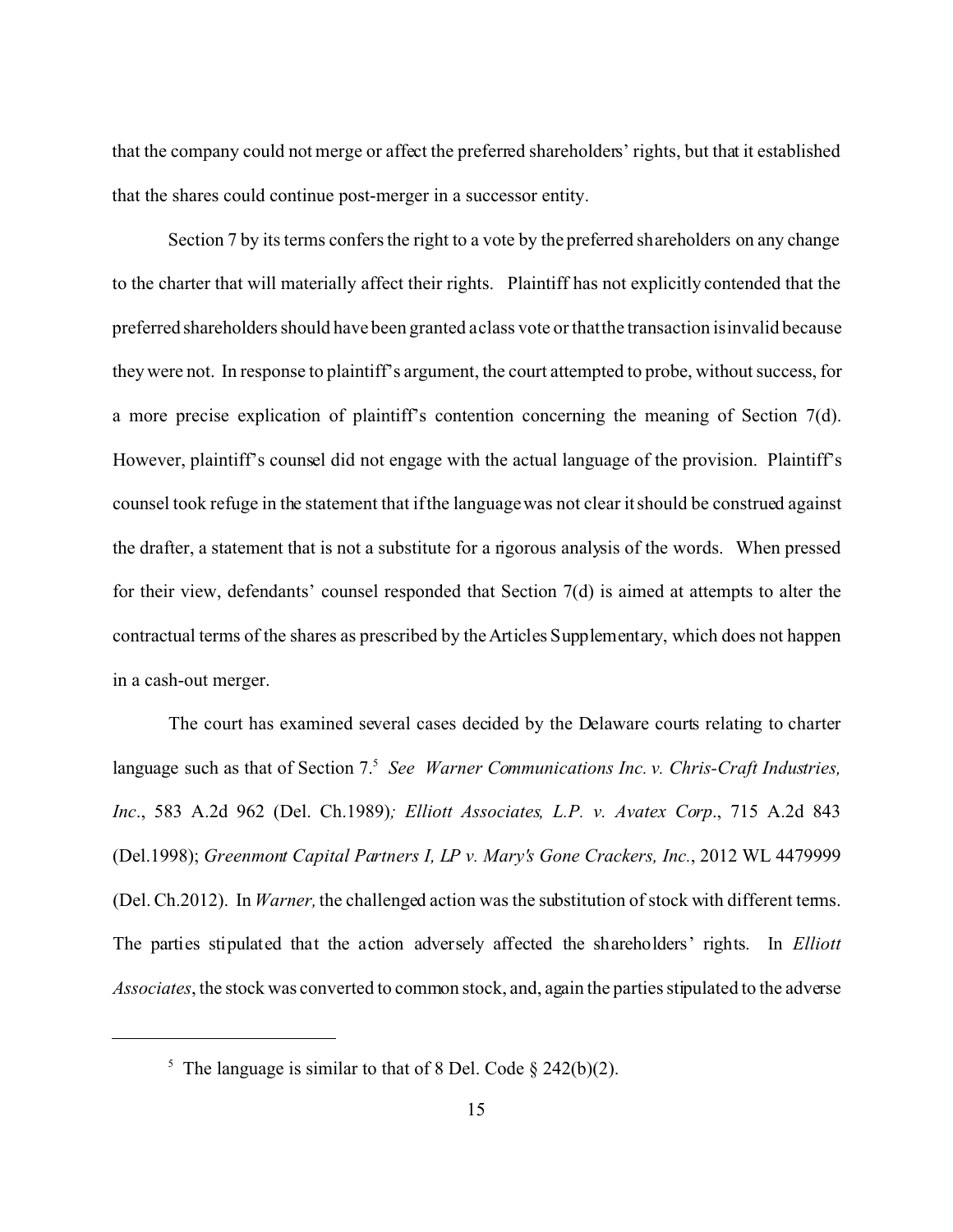that the company could not merge or affect the preferred shareholders' rights, but that it established that the shares could continue post-merger in a successor entity.

Section 7 by its terms confers the right to a vote by the preferred shareholders on any change to the charter that will materially affect their rights. Plaintiff has not explicitly contended that the preferred shareholders should have been granted a class vote or that the transaction is invalid because they were not. In response to plaintiff's argument, the court attempted to probe, without success, for a more precise explication of plaintiff's contention concerning the meaning of Section 7(d). However, plaintiff's counsel did not engage with the actual language of the provision. Plaintiff's counsel took refuge in the statement that if the language was not clear it should be construed against the drafter, a statement that is not a substitute for a rigorous analysis of the words. When pressed for their view, defendants' counsel responded that Section 7(d) is aimed at attempts to alter the contractual terms of the shares as prescribed by the Articles Supplementary, which does not happen in a cash-out merger.

The court has examined several cases decided by the Delaware courts relating to charter language such as that of Section 7.[5] *See Warner Communications Inc. v. Chris-Craft Industries, Inc.*, 583 A.2d 962 (Del. Ch.1989); *Elliott Associates, L.P. v. Avatex Corp.*, 715 A.2d 843 (Del.1998); *Greenmont Capital Partners I, LP v. Mary's Gone Crackers, Inc.*, 2012 WL 4479999 (Del. Ch.2012). In *Warner,* the challenged action was the substitution of stock with different terms. The parties stipulated that the action adversely affected the shareholders' rights. In *Elliott Associates*, the stock was converted to common stock, and, again the parties stipulated to the adverse

---

[5] The language is similar to that of 8 Del. Code § 242(b)(2).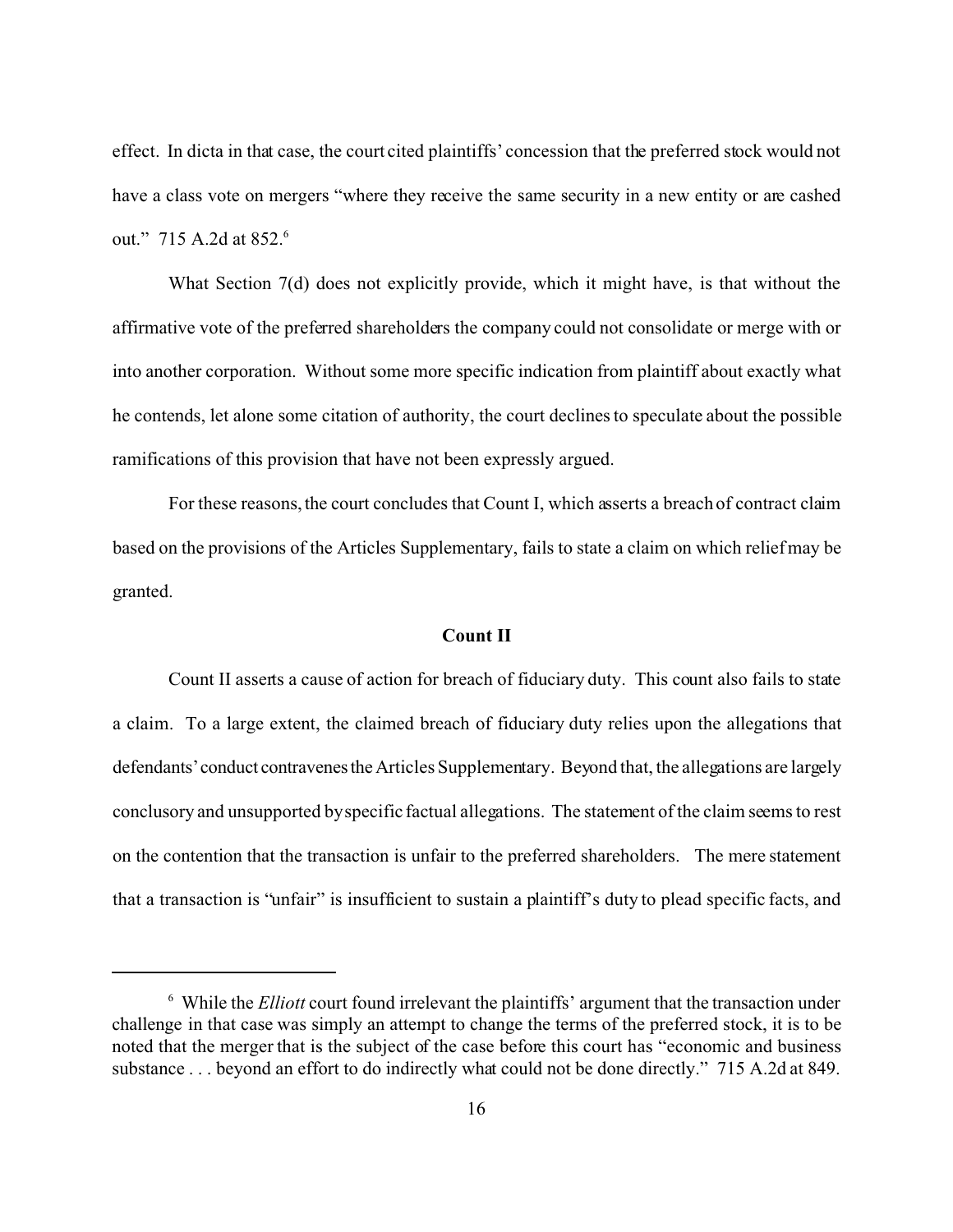effect. In dicta in that case, the court cited plaintiffs' concession that the preferred stock would not have a class vote on mergers "where they receive the same security in a new entity or are cashed out." 715 A.2d at 852.[6]

What Section 7(d) does not explicitly provide, which it might have, is that without the affirmative vote of the preferred shareholders the company could not consolidate or merge with or into another corporation. Without some more specific indication from plaintiff about exactly what he contends, let alone some citation of authority, the court declines to speculate about the possible ramifications of this provision that have not been expressly argued.

For these reasons, the court concludes that Count I, which asserts a breach of contract claim based on the provisions of the Articles Supplementary, fails to state a claim on which relief may be granted.

**Count II**

Count II asserts a cause of action for breach of fiduciary duty. This count also fails to state a claim. To a large extent, the claimed breach of fiduciary duty relies upon the allegations that defendants' conduct contravenes the Articles Supplementary. Beyond that, the allegations are largely conclusory and unsupported by specific factual allegations. The statement of the claim seems to rest on the contention that the transaction is unfair to the preferred shareholders. The mere statement that a transaction is "unfair" is insufficient to sustain a plaintiff's duty to plead specific facts, and

---

[6] While the *Elliott* court found irrelevant the plaintiffs' argument that the transaction under challenge in that case was simply an attempt to change the terms of the preferred stock, it is to be noted that the merger that is the subject of the case before this court has "economic and business substance . . . beyond an effort to do indirectly what could not be done directly." 715 A.2d at 849.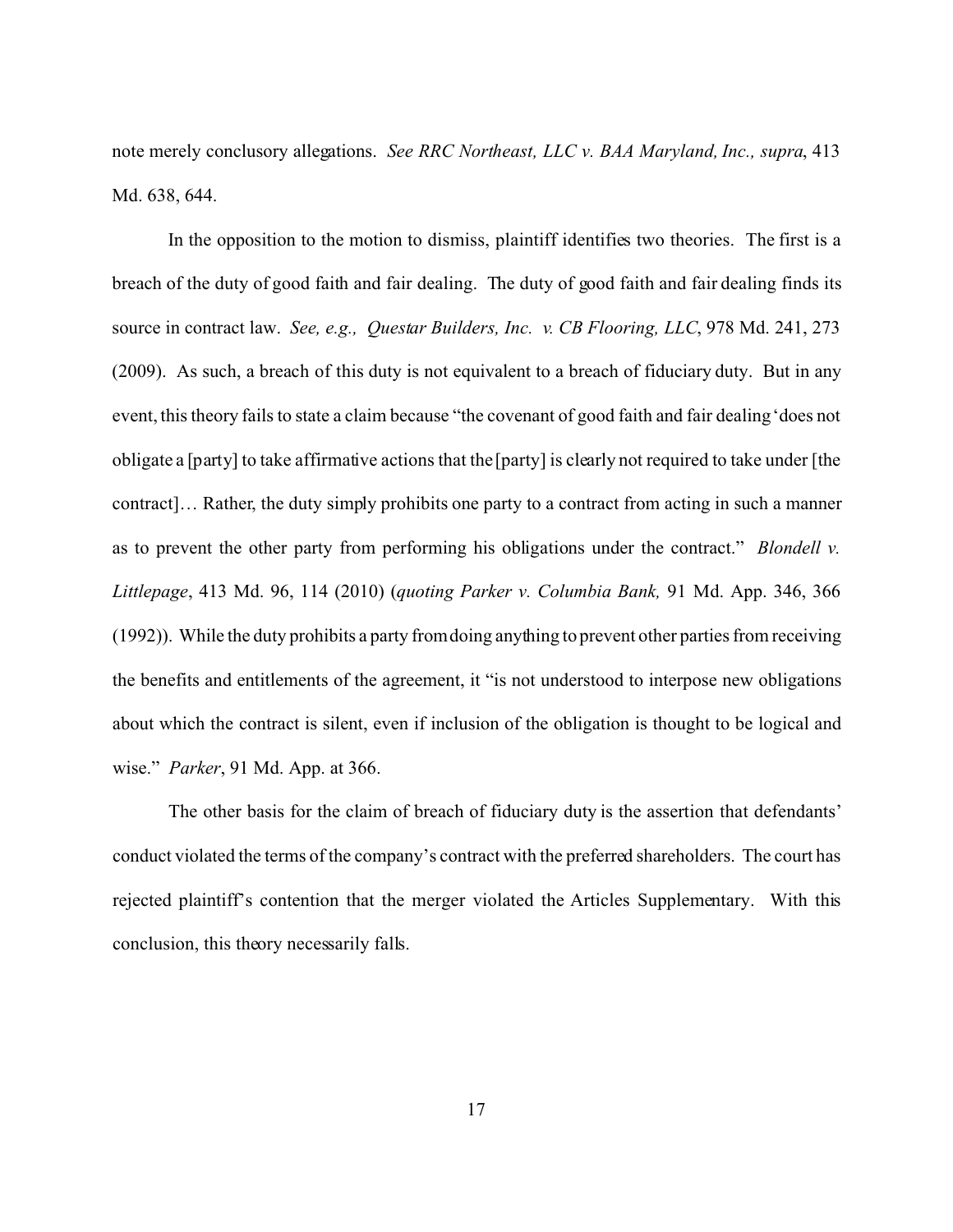note merely conclusory allegations. *See RRC Northeast, LLC v. BAA Maryland, Inc., supra*, 413 Md. 638, 644.

In the opposition to the motion to dismiss, plaintiff identifies two theories. The first is a breach of the duty of good faith and fair dealing. The duty of good faith and fair dealing finds its source in contract law. *See, e.g., Questar Builders, Inc. v. CB Flooring, LLC*, 978 Md. 241, 273 (2009). As such, a breach of this duty is not equivalent to a breach of fiduciary duty. But in any event, this theory fails to state a claim because "the covenant of good faith and fair dealing 'does not obligate a [party] to take affirmative actions that the [party] is clearly not required to take under [the contract]… Rather, the duty simply prohibits one party to a contract from acting in such a manner as to prevent the other party from performing his obligations under the contract." *Blondell v. Littlepage*, 413 Md. 96, 114 (2010) (*quoting Parker v. Columbia Bank,* 91 Md. App. 346, 366 (1992)). While the duty prohibits a party from doing anything to prevent other parties from receiving the benefits and entitlements of the agreement, it "is not understood to interpose new obligations about which the contract is silent, even if inclusion of the obligation is thought to be logical and wise." *Parker*, 91 Md. App. at 366.

The other basis for the claim of breach of fiduciary duty is the assertion that defendants' conduct violated the terms of the company's contract with the preferred shareholders. The court has rejected plaintiff's contention that the merger violated the Articles Supplementary. With this conclusion, this theory necessarily falls.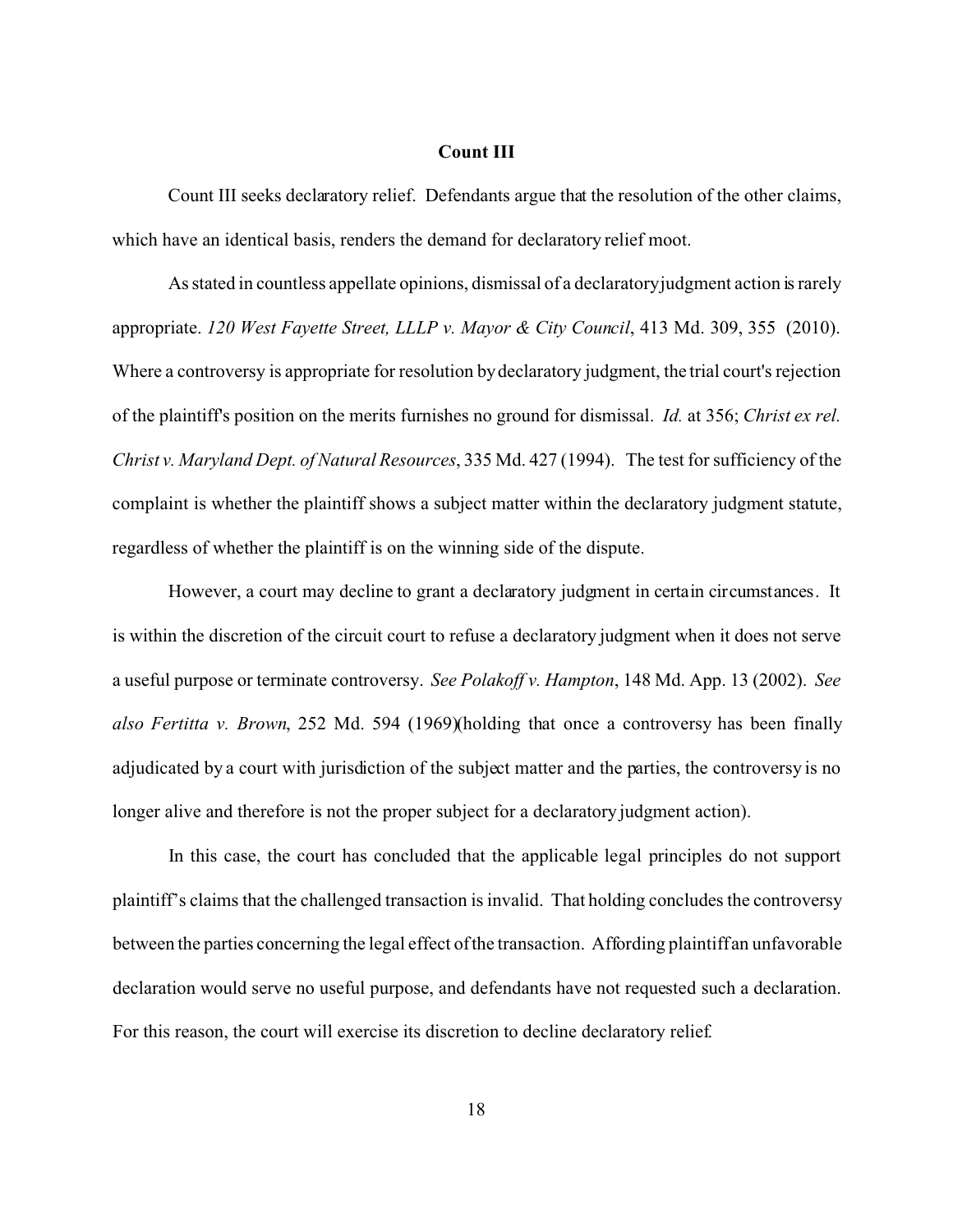**Count III**

Count III seeks declaratory relief. Defendants argue that the resolution of the other claims, which have an identical basis, renders the demand for declaratory relief moot.

As stated in countless appellate opinions, dismissal of a declaratory judgment action is rarely appropriate. *120 West Fayette Street, LLLP v. Mayor & City Council*, 413 Md. 309, 355 (2010). Where a controversy is appropriate for resolution by declaratory judgment, the trial court's rejection of the plaintiff's position on the merits furnishes no ground for dismissal. *Id.* at 356; *Christ ex rel. Christ v. Maryland Dept. of Natural Resources*, 335 Md. 427 (1994). The test for sufficiency of the complaint is whether the plaintiff shows a subject matter within the declaratory judgment statute, regardless of whether the plaintiff is on the winning side of the dispute.

However, a court may decline to grant a declaratory judgment in certain circumstances. It is within the discretion of the circuit court to refuse a declaratory judgment when it does not serve a useful purpose or terminate controversy. *See Polakoff v. Hampton*, 148 Md. App. 13 (2002). *See also Fertitta v. Brown*, 252 Md. 594 (1969)(holding that once a controversy has been finally adjudicated by a court with jurisdiction of the subject matter and the parties, the controversy is no longer alive and therefore is not the proper subject for a declaratory judgment action).

In this case, the court has concluded that the applicable legal principles do not support plaintiff's claims that the challenged transaction is invalid. That holding concludes the controversy between the parties concerning the legal effect of the transaction. Affording plaintiff an unfavorable declaration would serve no useful purpose, and defendants have not requested such a declaration. For this reason, the court will exercise its discretion to decline declaratory relief.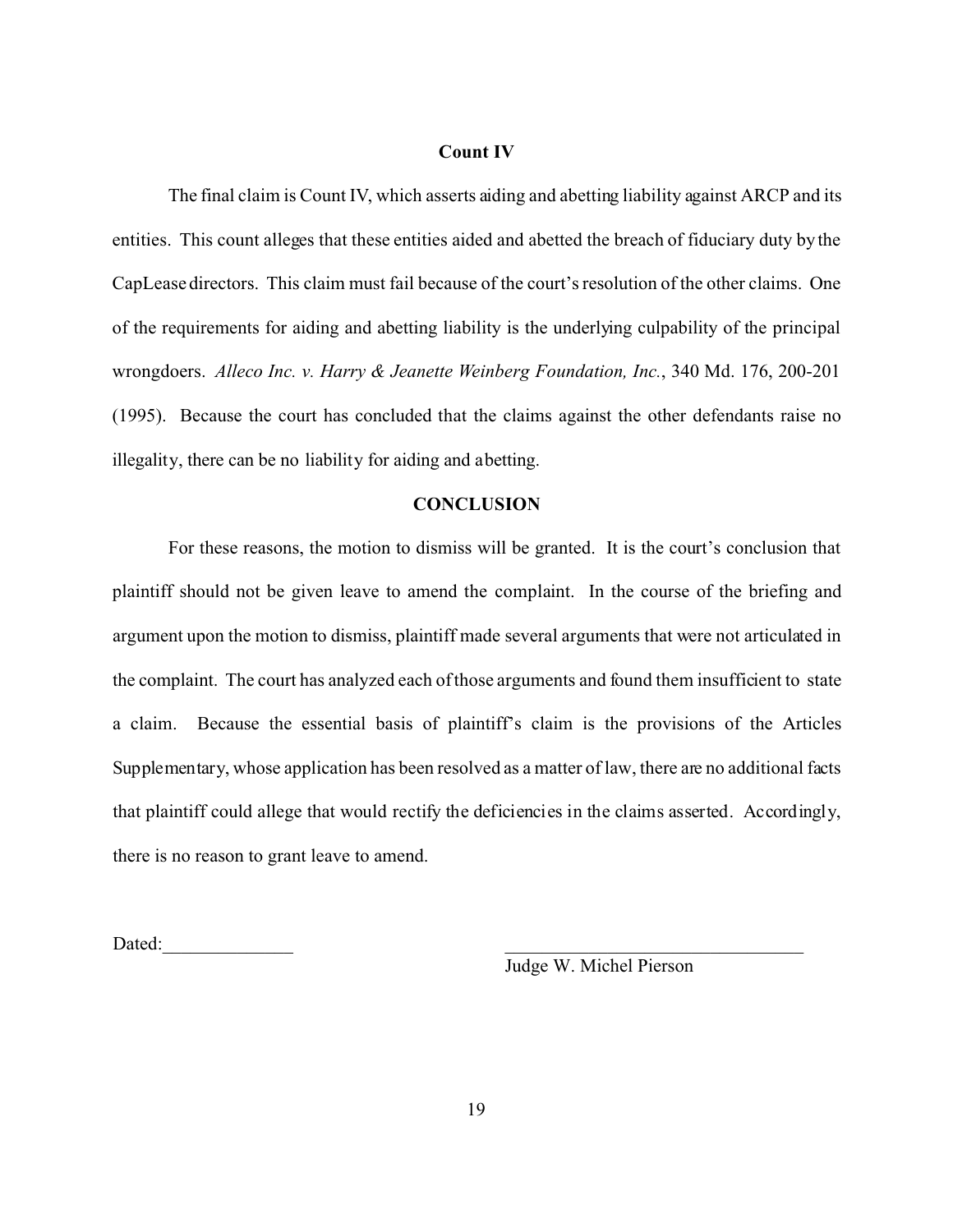### Count IV

The final claim is Count IV, which asserts aiding and abetting liability against ARCP and its entities. This count alleges that these entities aided and abetted the breach of fiduciary duty by the CapLease directors. This claim must fail because of the court's resolution of the other claims. One of the requirements for aiding and abetting liability is the underlying culpability of the principal wrongdoers. *Alleco Inc. v. Harry & Jeanette Weinberg Foundation, Inc.*, 340 Md. 176, 200-201 (1995). Because the court has concluded that the claims against the other defendants raise no illegality, there can be no liability for aiding and abetting.

### CONCLUSION

For these reasons, the motion to dismiss will be granted. It is the court's conclusion that plaintiff should not be given leave to amend the complaint. In the course of the briefing and argument upon the motion to dismiss, plaintiff made several arguments that were not articulated in the complaint. The court has analyzed each of those arguments and found them insufficient to state a claim. Because the essential basis of plaintiff's claim is the provisions of the Articles Supplementary, whose application has been resolved as a matter of law, there are no additional facts that plaintiff could allege that would rectify the deficiencies in the claims asserted. Accordingly, there is no reason to grant leave to amend.

Dated:______________

_________________________________
Judge W. Michel Pierson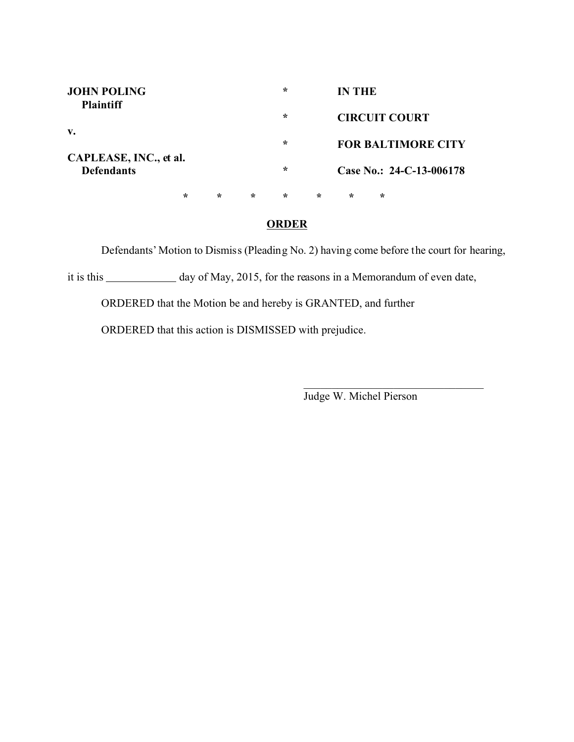| | | |
|---|---|---|
| **JOHN POLING** **Plaintiff** | * | **IN THE** |
| **v.** | * | **CIRCUIT COURT** |
| | * | **FOR BALTIMORE CITY** |
| **CAPLEASE, INC., et al.** **Defendants** | * | **Case No.: 24-C-13-006178** |

\* \* \* \* \* \* \*

## ORDER

Defendants' Motion to Dismiss (Pleading No. 2) having come before the court for hearing, it is this ____________ day of May, 2015, for the reasons in a Memorandum of even date,

ORDERED that the Motion be and hereby is GRANTED, and further

ORDERED that this action is DISMISSED with prejudice.

________________________________
Judge W. Michel Pierson